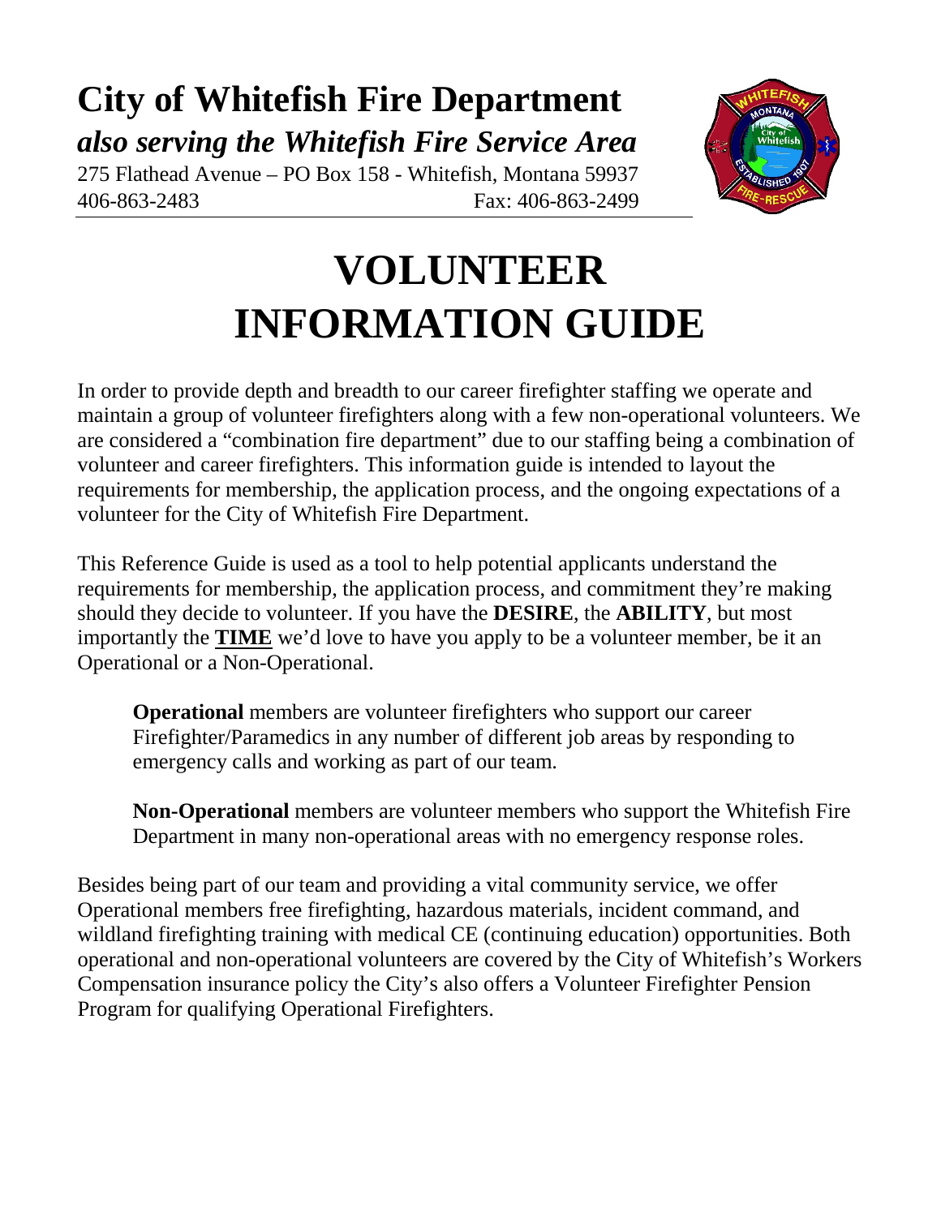# City of Whitefish Fire Department

***also serving the Whitefish Fire Service Area***

275 Flathead Avenue – PO Box 158 - Whitefish, Montana 59937

406-863-2483 Fax: 406-863-2499

# VOLUNTEER INFORMATION GUIDE

In order to provide depth and breadth to our career firefighter staffing we operate and maintain a group of volunteer firefighters along with a few non-operational volunteers. We are considered a "combination fire department" due to our staffing being a combination of volunteer and career firefighters. This information guide is intended to layout the requirements for membership, the application process, and the ongoing expectations of a volunteer for the City of Whitefish Fire Department.

This Reference Guide is used as a tool to help potential applicants understand the requirements for membership, the application process, and commitment they're making should they decide to volunteer. If you have the **DESIRE**, the **ABILITY**, but most importantly the **TIME** we'd love to have you apply to be a volunteer member, be it an Operational or a Non-Operational.

> **Operational** members are volunteer firefighters who support our career Firefighter/Paramedics in any number of different job areas by responding to emergency calls and working as part of our team.
>
> **Non-Operational** members are volunteer members who support the Whitefish Fire Department in many non-operational areas with no emergency response roles.

Besides being part of our team and providing a vital community service, we offer Operational members free firefighting, hazardous materials, incident command, and wildland firefighting training with medical CE (continuing education) opportunities. Both operational and non-operational volunteers are covered by the City of Whitefish's Workers Compensation insurance policy the City's also offers a Volunteer Firefighter Pension Program for qualifying Operational Firefighters.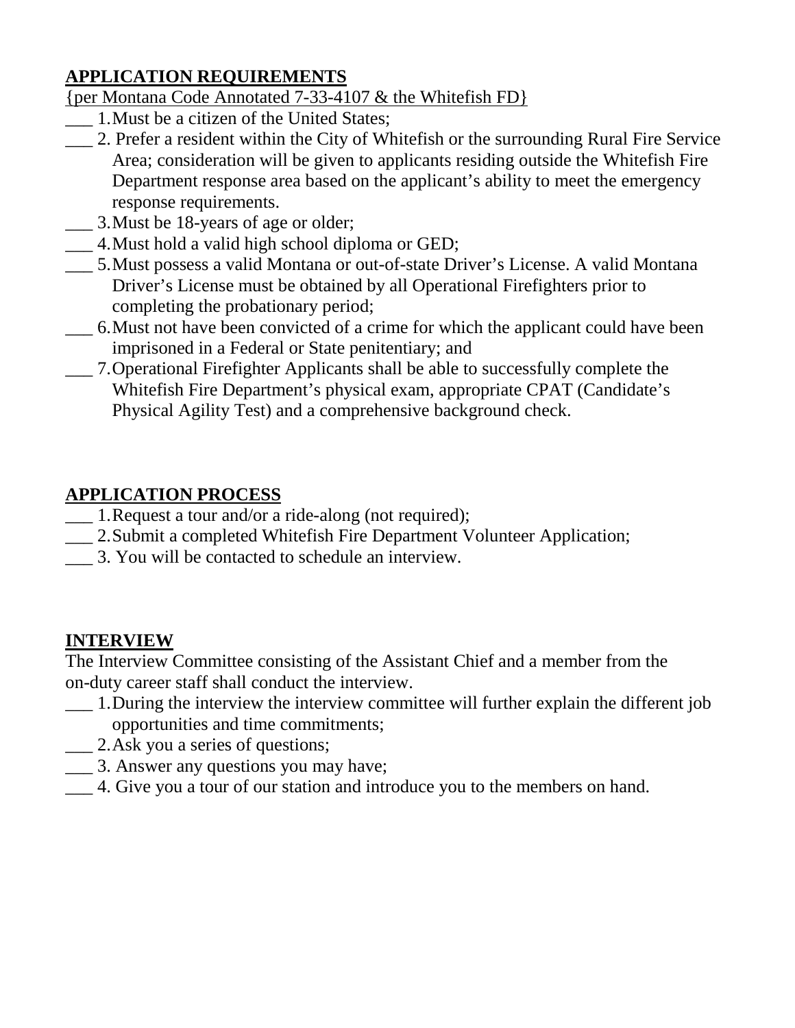**APPLICATION REQUIREMENTS**

{per Montana Code Annotated 7-33-4107 & the Whitefish FD}

___ 1. Must be a citizen of the United States;

___ 2. Prefer a resident within the City of Whitefish or the surrounding Rural Fire Service Area; consideration will be given to applicants residing outside the Whitefish Fire Department response area based on the applicant's ability to meet the emergency response requirements.

___ 3. Must be 18-years of age or older;

___ 4. Must hold a valid high school diploma or GED;

___ 5. Must possess a valid Montana or out-of-state Driver's License. A valid Montana Driver's License must be obtained by all Operational Firefighters prior to completing the probationary period;

___ 6. Must not have been convicted of a crime for which the applicant could have been imprisoned in a Federal or State penitentiary; and

___ 7. Operational Firefighter Applicants shall be able to successfully complete the Whitefish Fire Department's physical exam, appropriate CPAT (Candidate's Physical Agility Test) and a comprehensive background check.

**APPLICATION PROCESS**

___ 1. Request a tour and/or a ride-along (not required);

___ 2. Submit a completed Whitefish Fire Department Volunteer Application;

___ 3. You will be contacted to schedule an interview.

**INTERVIEW**

The Interview Committee consisting of the Assistant Chief and a member from the on-duty career staff shall conduct the interview.

___ 1. During the interview the interview committee will further explain the different job opportunities and time commitments;

___ 2. Ask you a series of questions;

___ 3. Answer any questions you may have;

___ 4. Give you a tour of our station and introduce you to the members on hand.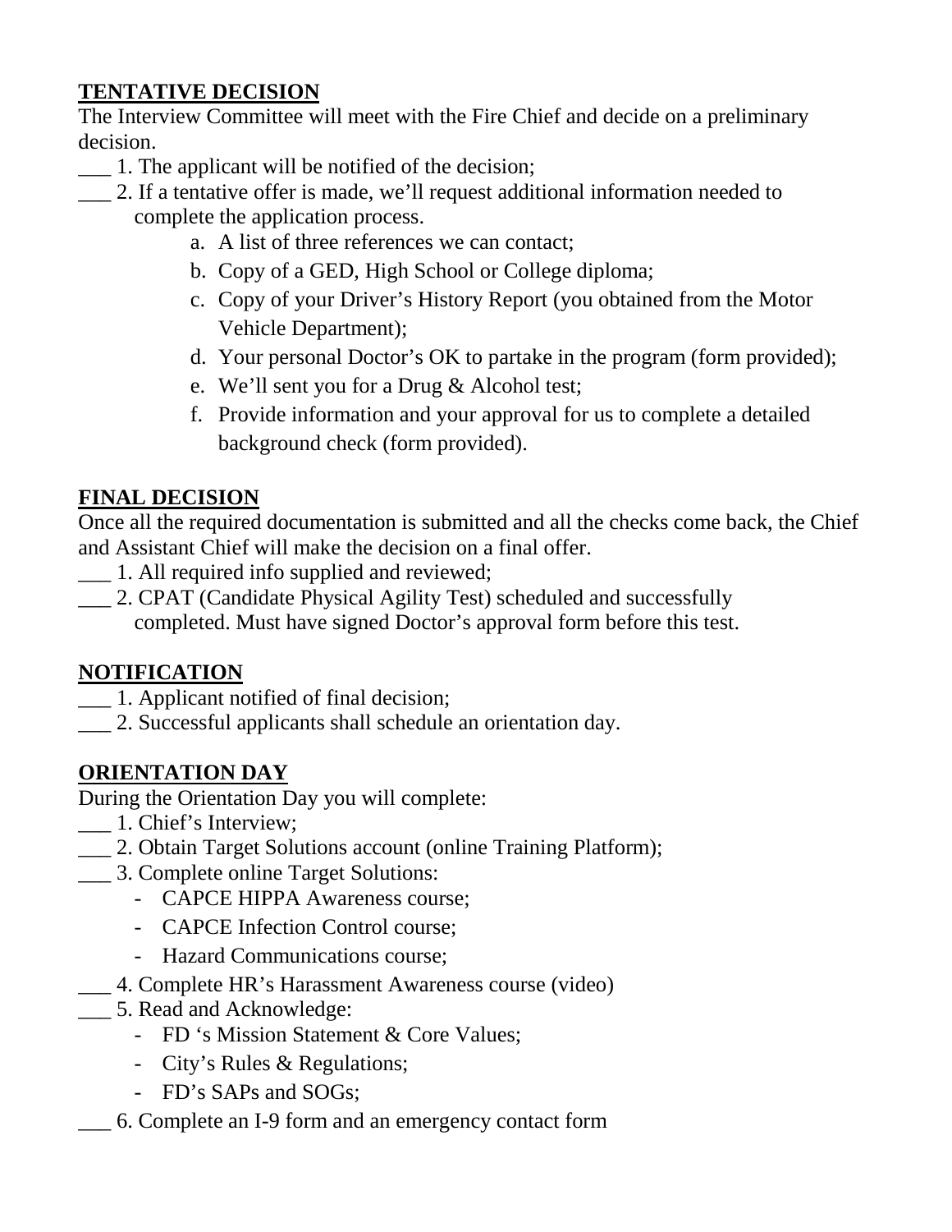**TENTATIVE DECISION**

The Interview Committee will meet with the Fire Chief and decide on a preliminary decision.

___ 1. The applicant will be notified of the decision;

___ 2. If a tentative offer is made, we'll request additional information needed to complete the application process.

a. A list of three references we can contact;
b. Copy of a GED, High School or College diploma;
c. Copy of your Driver's History Report (you obtained from the Motor Vehicle Department);
d. Your personal Doctor's OK to partake in the program (form provided);
e. We'll sent you for a Drug & Alcohol test;
f. Provide information and your approval for us to complete a detailed background check (form provided).

**FINAL DECISION**

Once all the required documentation is submitted and all the checks come back, the Chief and Assistant Chief will make the decision on a final offer.

___ 1. All required info supplied and reviewed;

___ 2. CPAT (Candidate Physical Agility Test) scheduled and successfully completed. Must have signed Doctor's approval form before this test.

**NOTIFICATION**

___ 1. Applicant notified of final decision;

___ 2. Successful applicants shall schedule an orientation day.

**ORIENTATION DAY**

During the Orientation Day you will complete:

___ 1. Chief's Interview;

___ 2. Obtain Target Solutions account (online Training Platform);

___ 3. Complete online Target Solutions:

- CAPCE HIPPA Awareness course;
- CAPCE Infection Control course;
- Hazard Communications course;

___ 4. Complete HR's Harassment Awareness course (video)

___ 5. Read and Acknowledge:

- FD 's Mission Statement & Core Values;
- City's Rules & Regulations;
- FD's SAPs and SOGs;

___ 6. Complete an I-9 form and an emergency contact form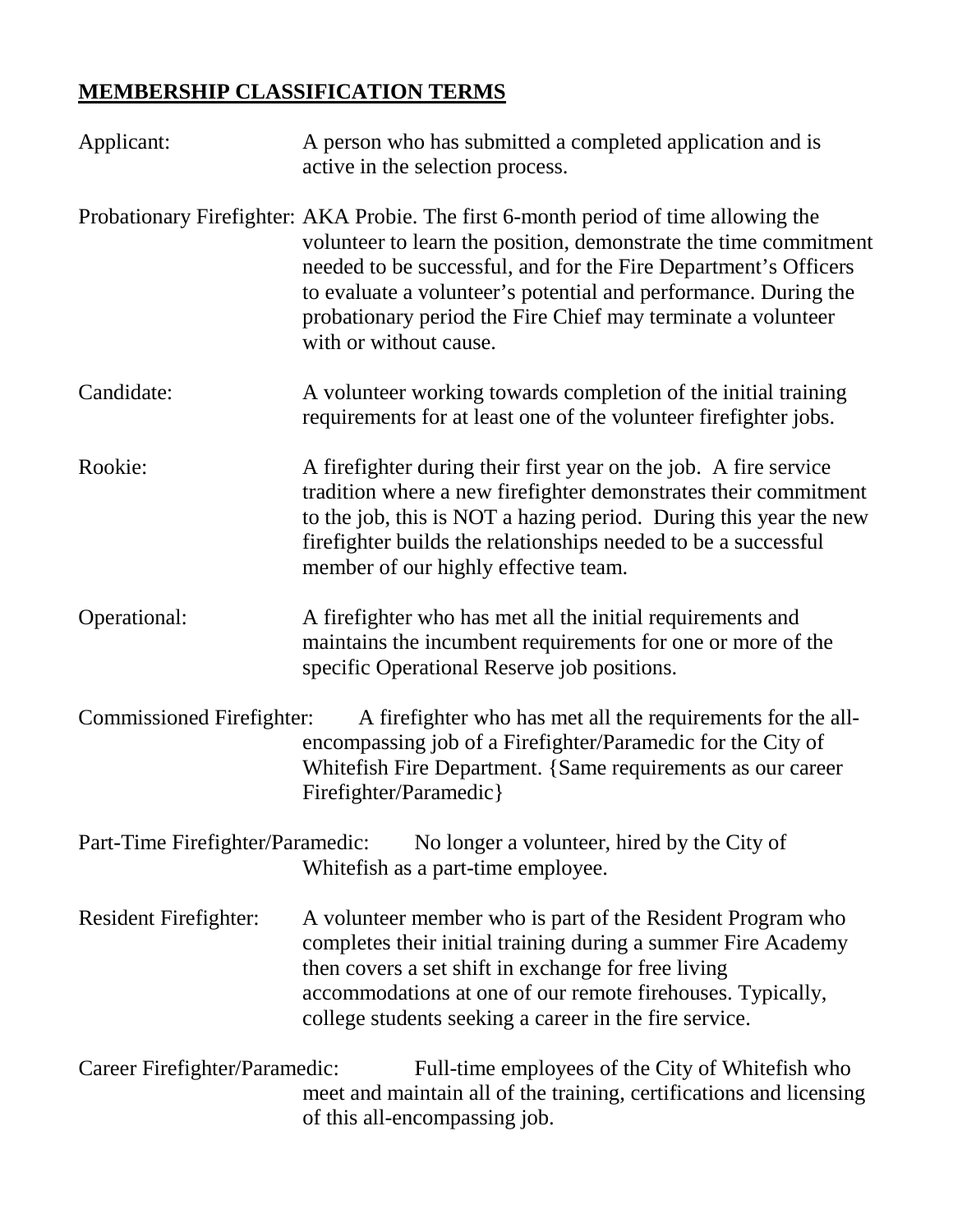## MEMBERSHIP CLASSIFICATION TERMS

**Applicant:** A person who has submitted a completed application and is active in the selection process.

**Probationary Firefighter:** AKA Probie. The first 6-month period of time allowing the volunteer to learn the position, demonstrate the time commitment needed to be successful, and for the Fire Department's Officers to evaluate a volunteer's potential and performance. During the probationary period the Fire Chief may terminate a volunteer with or without cause.

**Candidate:** A volunteer working towards completion of the initial training requirements for at least one of the volunteer firefighter jobs.

**Rookie:** A firefighter during their first year on the job. A fire service tradition where a new firefighter demonstrates their commitment to the job, this is NOT a hazing period. During this year the new firefighter builds the relationships needed to be a successful member of our highly effective team.

**Operational:** A firefighter who has met all the initial requirements and maintains the incumbent requirements for one or more of the specific Operational Reserve job positions.

**Commissioned Firefighter:** A firefighter who has met all the requirements for the all-encompassing job of a Firefighter/Paramedic for the City of Whitefish Fire Department. {Same requirements as our career Firefighter/Paramedic}

**Part-Time Firefighter/Paramedic:** No longer a volunteer, hired by the City of Whitefish as a part-time employee.

**Resident Firefighter:** A volunteer member who is part of the Resident Program who completes their initial training during a summer Fire Academy then covers a set shift in exchange for free living accommodations at one of our remote firehouses. Typically, college students seeking a career in the fire service.

**Career Firefighter/Paramedic:** Full-time employees of the City of Whitefish who meet and maintain all of the training, certifications and licensing of this all-encompassing job.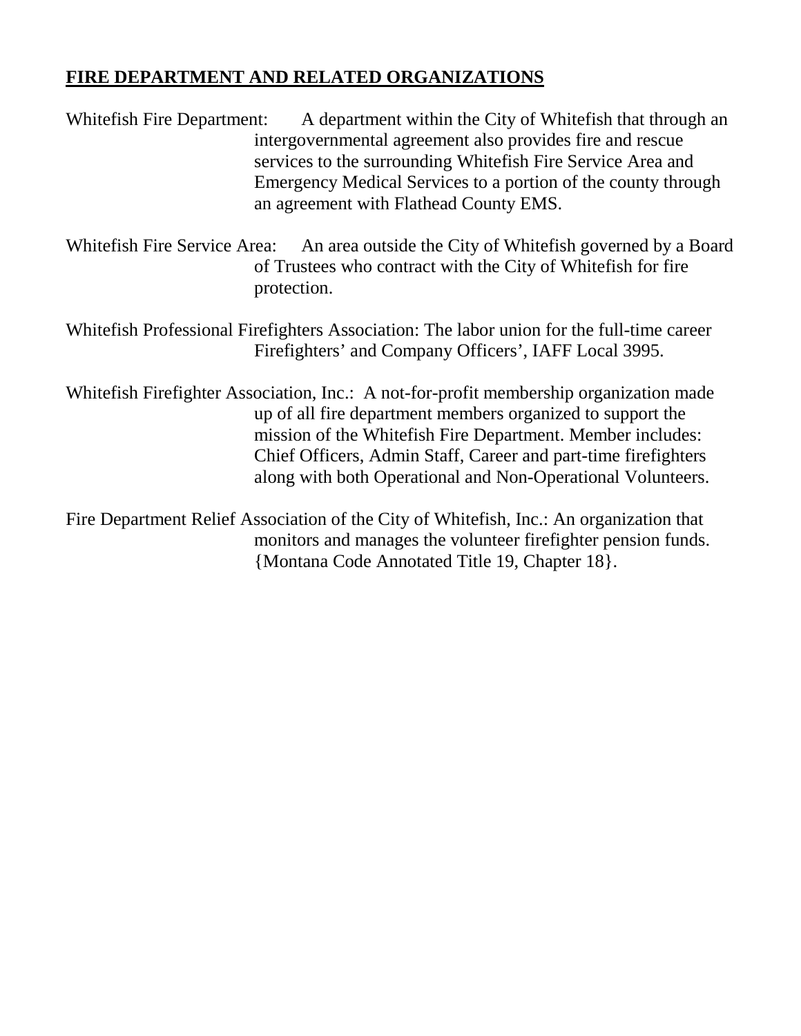**FIRE DEPARTMENT AND RELATED ORGANIZATIONS**

Whitefish Fire Department: A department within the City of Whitefish that through an intergovernmental agreement also provides fire and rescue services to the surrounding Whitefish Fire Service Area and Emergency Medical Services to a portion of the county through an agreement with Flathead County EMS.

Whitefish Fire Service Area: An area outside the City of Whitefish governed by a Board of Trustees who contract with the City of Whitefish for fire protection.

Whitefish Professional Firefighters Association: The labor union for the full-time career Firefighters' and Company Officers', IAFF Local 3995.

Whitefish Firefighter Association, Inc.: A not-for-profit membership organization made up of all fire department members organized to support the mission of the Whitefish Fire Department. Member includes: Chief Officers, Admin Staff, Career and part-time firefighters along with both Operational and Non-Operational Volunteers.

Fire Department Relief Association of the City of Whitefish, Inc.: An organization that monitors and manages the volunteer firefighter pension funds. {Montana Code Annotated Title 19, Chapter 18}.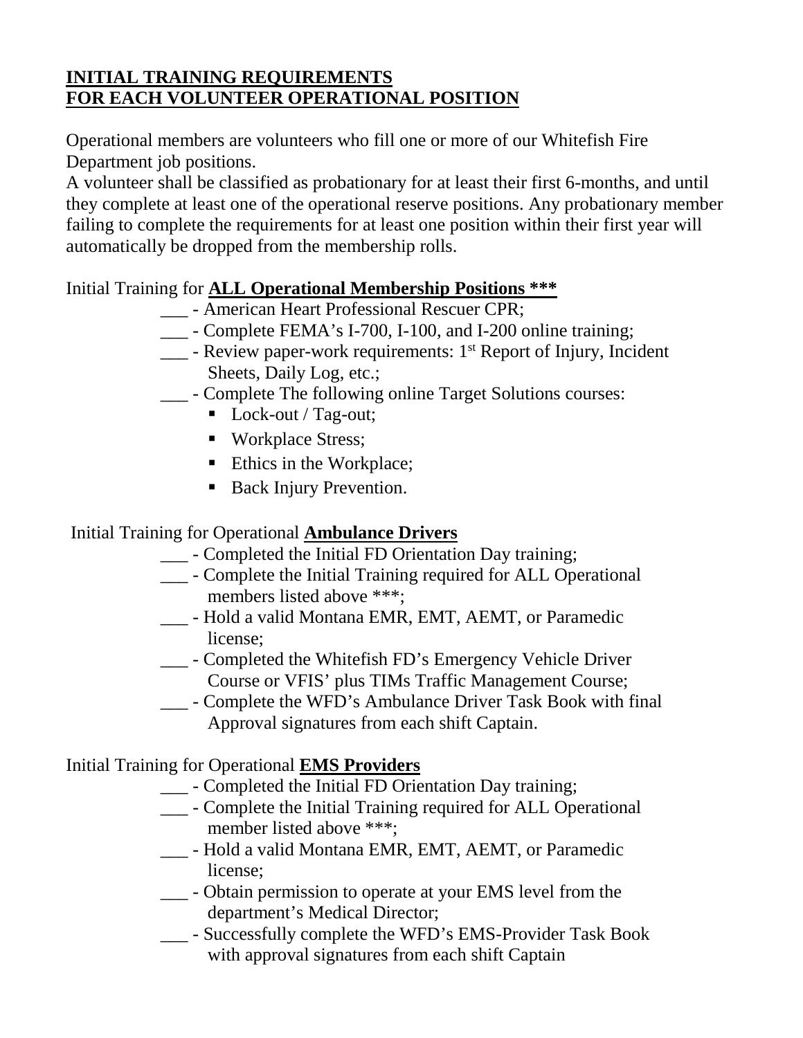## **INITIAL TRAINING REQUIREMENTS**
## **FOR EACH VOLUNTEER OPERATIONAL POSITION**

Operational members are volunteers who fill one or more of our Whitefish Fire Department job positions.
A volunteer shall be classified as probationary for at least their first 6-months, and until they complete at least one of the operational reserve positions. Any probationary member failing to complete the requirements for at least one position within their first year will automatically be dropped from the membership rolls.

Initial Training for **ALL Operational Membership Positions ***

- ___ - American Heart Professional Rescuer CPR;
- ___ - Complete FEMA's I-700, I-100, and I-200 online training;
- ___ - Review paper-work requirements: 1st Report of Injury, Incident Sheets, Daily Log, etc.;
- ___ - Complete The following online Target Solutions courses:
  - Lock-out / Tag-out;
  - Workplace Stress;
  - Ethics in the Workplace;
  - Back Injury Prevention.

Initial Training for Operational **Ambulance Drivers**

- ___ - Completed the Initial FD Orientation Day training;
- ___ - Complete the Initial Training required for ALL Operational members listed above ***;
- ___ - Hold a valid Montana EMR, EMT, AEMT, or Paramedic license;
- ___ - Completed the Whitefish FD's Emergency Vehicle Driver Course or VFIS' plus TIMs Traffic Management Course;
- ___ - Complete the WFD's Ambulance Driver Task Book with final Approval signatures from each shift Captain.

Initial Training for Operational **EMS Providers**

- ___ - Completed the Initial FD Orientation Day training;
- ___ - Complete the Initial Training required for ALL Operational member listed above ***;
- ___ - Hold a valid Montana EMR, EMT, AEMT, or Paramedic license;
- ___ - Obtain permission to operate at your EMS level from the department's Medical Director;
- ___ - Successfully complete the WFD's EMS-Provider Task Book with approval signatures from each shift Captain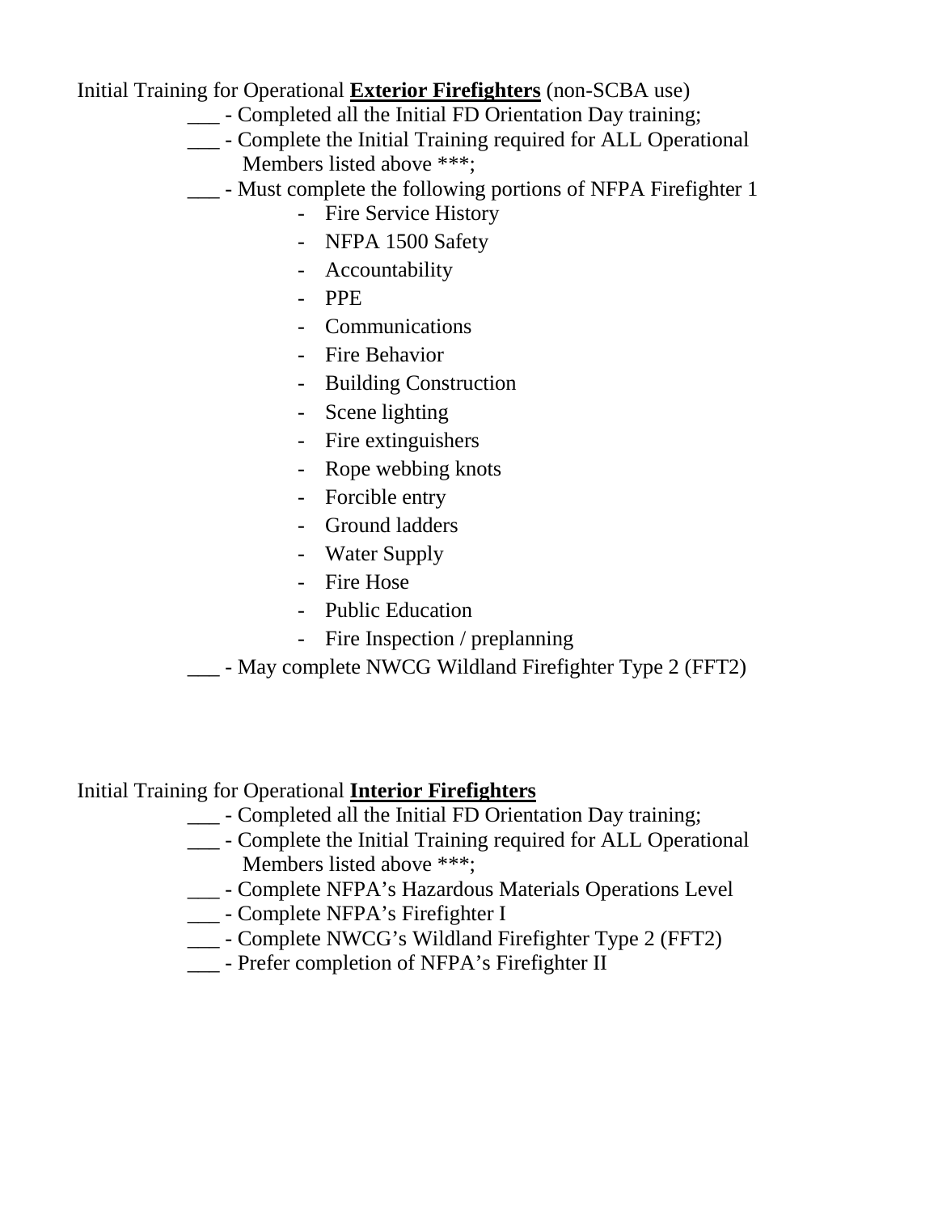Initial Training for Operational **<u>Exterior Firefighters</u>** (non-SCBA use)

- ___ - Completed all the Initial FD Orientation Day training;
- ___ - Complete the Initial Training required for ALL Operational Members listed above ***;
- ___ - Must complete the following portions of NFPA Firefighter 1
    - Fire Service History
    - NFPA 1500 Safety
    - Accountability
    - PPE
    - Communications
    - Fire Behavior
    - Building Construction
    - Scene lighting
    - Fire extinguishers
    - Rope webbing knots
    - Forcible entry
    - Ground ladders
    - Water Supply
    - Fire Hose
    - Public Education
    - Fire Inspection / preplanning
- ___ - May complete NWCG Wildland Firefighter Type 2 (FFT2)

Initial Training for Operational **<u>Interior Firefighters</u>**

- ___ - Completed all the Initial FD Orientation Day training;
- ___ - Complete the Initial Training required for ALL Operational Members listed above ***;
- ___ - Complete NFPA's Hazardous Materials Operations Level
- ___ - Complete NFPA's Firefighter I
- ___ - Complete NWCG's Wildland Firefighter Type 2 (FFT2)
- ___ - Prefer completion of NFPA's Firefighter II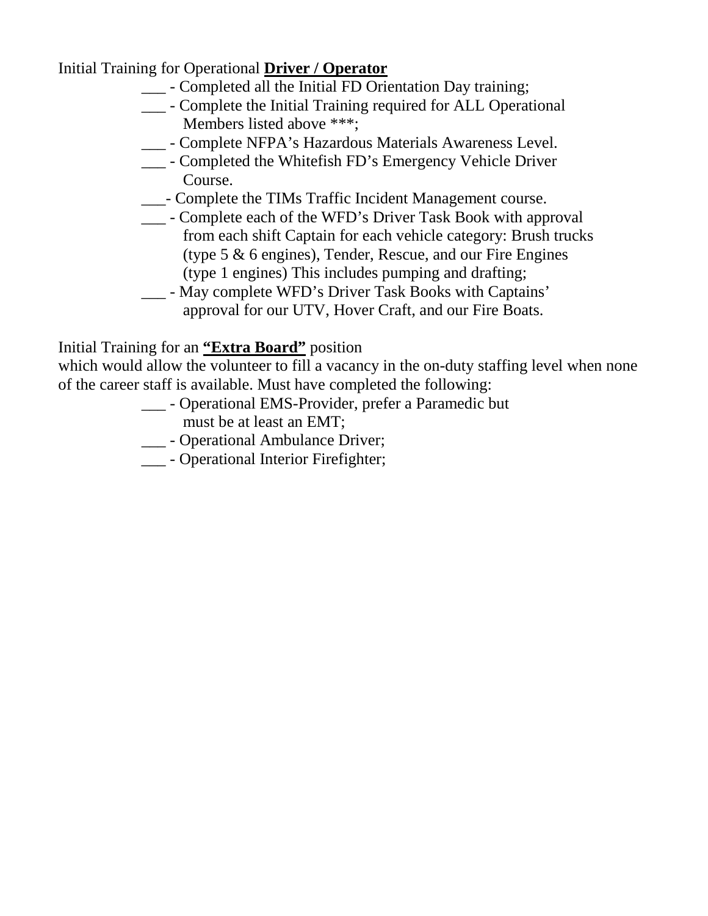Initial Training for Operational **Driver / Operator**

___ - Completed all the Initial FD Orientation Day training;

___ - Complete the Initial Training required for ALL Operational Members listed above ***;

___ - Complete NFPA's Hazardous Materials Awareness Level.

___ - Completed the Whitefish FD's Emergency Vehicle Driver Course.

___- Complete the TIMs Traffic Incident Management course.

___ - Complete each of the WFD's Driver Task Book with approval from each shift Captain for each vehicle category: Brush trucks (type 5 & 6 engines), Tender, Rescue, and our Fire Engines (type 1 engines) This includes pumping and drafting;

___ - May complete WFD's Driver Task Books with Captains' approval for our UTV, Hover Craft, and our Fire Boats.

Initial Training for an **"Extra Board"** position
which would allow the volunteer to fill a vacancy in the on-duty staffing level when none of the career staff is available. Must have completed the following:

___ - Operational EMS-Provider, prefer a Paramedic but must be at least an EMT;

___ - Operational Ambulance Driver;

___ - Operational Interior Firefighter;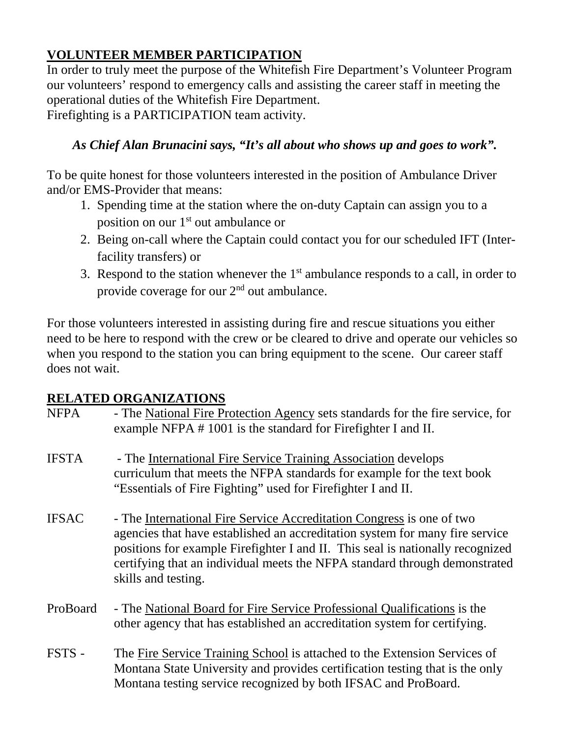## VOLUNTEER MEMBER PARTICIPATION

In order to truly meet the purpose of the Whitefish Fire Department's Volunteer Program our volunteers' respond to emergency calls and assisting the career staff in meeting the operational duties of the Whitefish Fire Department.
Firefighting is a PARTICIPATION team activity.

***As Chief Alan Brunacini says, "It's all about who shows up and goes to work".***

To be quite honest for those volunteers interested in the position of Ambulance Driver and/or EMS-Provider that means:

1. Spending time at the station where the on-duty Captain can assign you to a position on our 1st out ambulance or
2. Being on-call where the Captain could contact you for our scheduled IFT (Inter-facility transfers) or
3. Respond to the station whenever the 1st ambulance responds to a call, in order to provide coverage for our 2nd out ambulance.

For those volunteers interested in assisting during fire and rescue situations you either need to be here to respond with the crew or be cleared to drive and operate our vehicles so when you respond to the station you can bring equipment to the scene. Our career staff does not wait.

## RELATED ORGANIZATIONS

**NFPA** - The National Fire Protection Agency sets standards for the fire service, for example NFPA # 1001 is the standard for Firefighter I and II.

**IFSTA** - The International Fire Service Training Association develops curriculum that meets the NFPA standards for example for the text book "Essentials of Fire Fighting" used for Firefighter I and II.

**IFSAC** - The International Fire Service Accreditation Congress is one of two agencies that have established an accreditation system for many fire service positions for example Firefighter I and II. This seal is nationally recognized certifying that an individual meets the NFPA standard through demonstrated skills and testing.

**ProBoard** - The National Board for Fire Service Professional Qualifications is the other agency that has established an accreditation system for certifying.

**FSTS** - The Fire Service Training School is attached to the Extension Services of Montana State University and provides certification testing that is the only Montana testing service recognized by both IFSAC and ProBoard.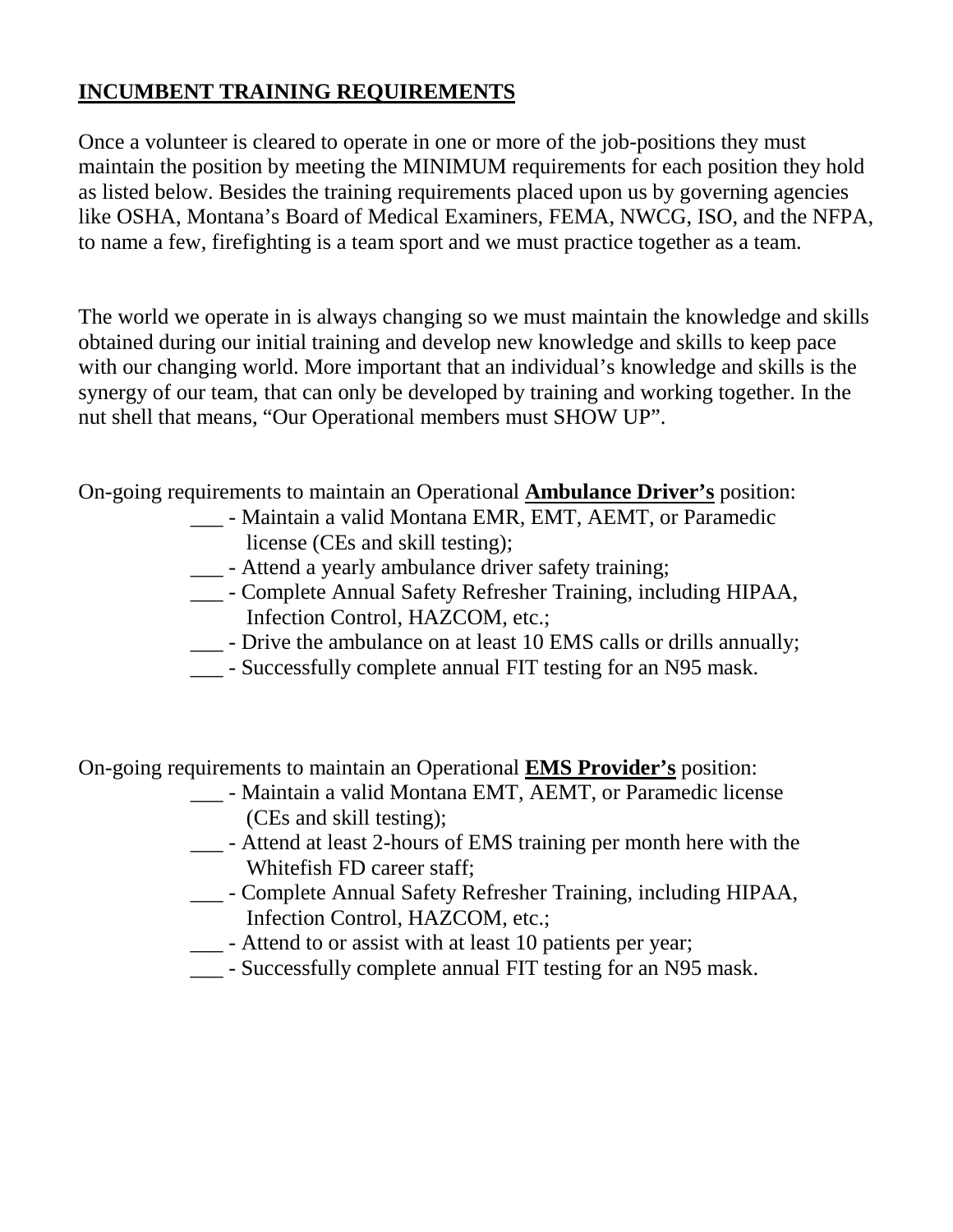**INCUMBENT TRAINING REQUIREMENTS**

Once a volunteer is cleared to operate in one or more of the job-positions they must maintain the position by meeting the MINIMUM requirements for each position they hold as listed below. Besides the training requirements placed upon us by governing agencies like OSHA, Montana's Board of Medical Examiners, FEMA, NWCG, ISO, and the NFPA, to name a few, firefighting is a team sport and we must practice together as a team.

The world we operate in is always changing so we must maintain the knowledge and skills obtained during our initial training and develop new knowledge and skills to keep pace with our changing world. More important that an individual's knowledge and skills is the synergy of our team, that can only be developed by training and working together. In the nut shell that means, "Our Operational members must SHOW UP".

On-going requirements to maintain an Operational **Ambulance Driver's** position:

___ - Maintain a valid Montana EMR, EMT, AEMT, or Paramedic license (CEs and skill testing);
___ - Attend a yearly ambulance driver safety training;
___ - Complete Annual Safety Refresher Training, including HIPAA, Infection Control, HAZCOM, etc.;
___ - Drive the ambulance on at least 10 EMS calls or drills annually;
___ - Successfully complete annual FIT testing for an N95 mask.

On-going requirements to maintain an Operational **EMS Provider's** position:

___ - Maintain a valid Montana EMT, AEMT, or Paramedic license (CEs and skill testing);
___ - Attend at least 2-hours of EMS training per month here with the Whitefish FD career staff;
___ - Complete Annual Safety Refresher Training, including HIPAA, Infection Control, HAZCOM, etc.;
___ - Attend to or assist with at least 10 patients per year;
___ - Successfully complete annual FIT testing for an N95 mask.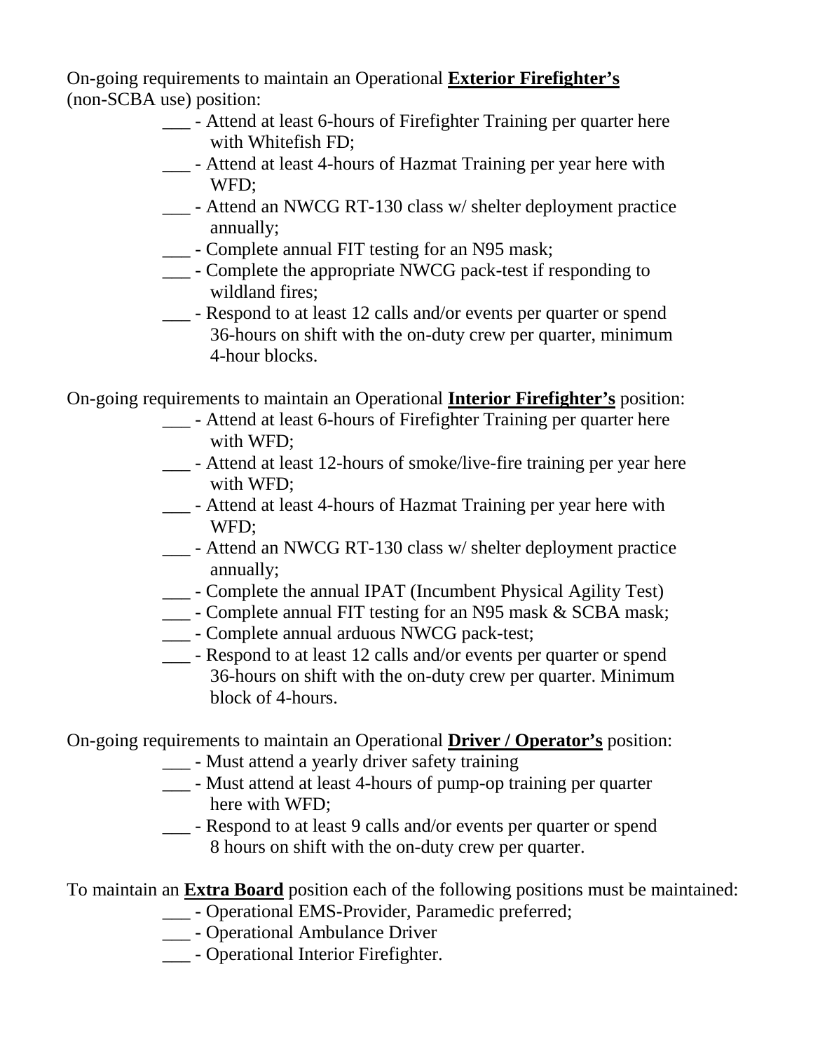On-going requirements to maintain an Operational **Exterior Firefighter's** (non-SCBA use) position:

- ___ - Attend at least 6-hours of Firefighter Training per quarter here with Whitefish FD;
- ___ - Attend at least 4-hours of Hazmat Training per year here with WFD;
- ___ - Attend an NWCG RT-130 class w/ shelter deployment practice annually;
- ___ - Complete annual FIT testing for an N95 mask;
- ___ - Complete the appropriate NWCG pack-test if responding to wildland fires;
- ___ - Respond to at least 12 calls and/or events per quarter or spend 36-hours on shift with the on-duty crew per quarter, minimum 4-hour blocks.

On-going requirements to maintain an Operational **Interior Firefighter's** position:

- ___ - Attend at least 6-hours of Firefighter Training per quarter here with WFD;
- ___ - Attend at least 12-hours of smoke/live-fire training per year here with WFD;
- ___ - Attend at least 4-hours of Hazmat Training per year here with WFD;
- ___ - Attend an NWCG RT-130 class w/ shelter deployment practice annually;
- ___ - Complete the annual IPAT (Incumbent Physical Agility Test)
- ___ - Complete annual FIT testing for an N95 mask & SCBA mask;
- ___ - Complete annual arduous NWCG pack-test;
- ___ - Respond to at least 12 calls and/or events per quarter or spend 36-hours on shift with the on-duty crew per quarter. Minimum block of 4-hours.

On-going requirements to maintain an Operational **Driver / Operator's** position:

- ___ - Must attend a yearly driver safety training
- ___ - Must attend at least 4-hours of pump-op training per quarter here with WFD;
- ___ - Respond to at least 9 calls and/or events per quarter or spend 8 hours on shift with the on-duty crew per quarter.

To maintain an **Extra Board** position each of the following positions must be maintained:

- ___ - Operational EMS-Provider, Paramedic preferred;
- ___ - Operational Ambulance Driver
- ___ - Operational Interior Firefighter.